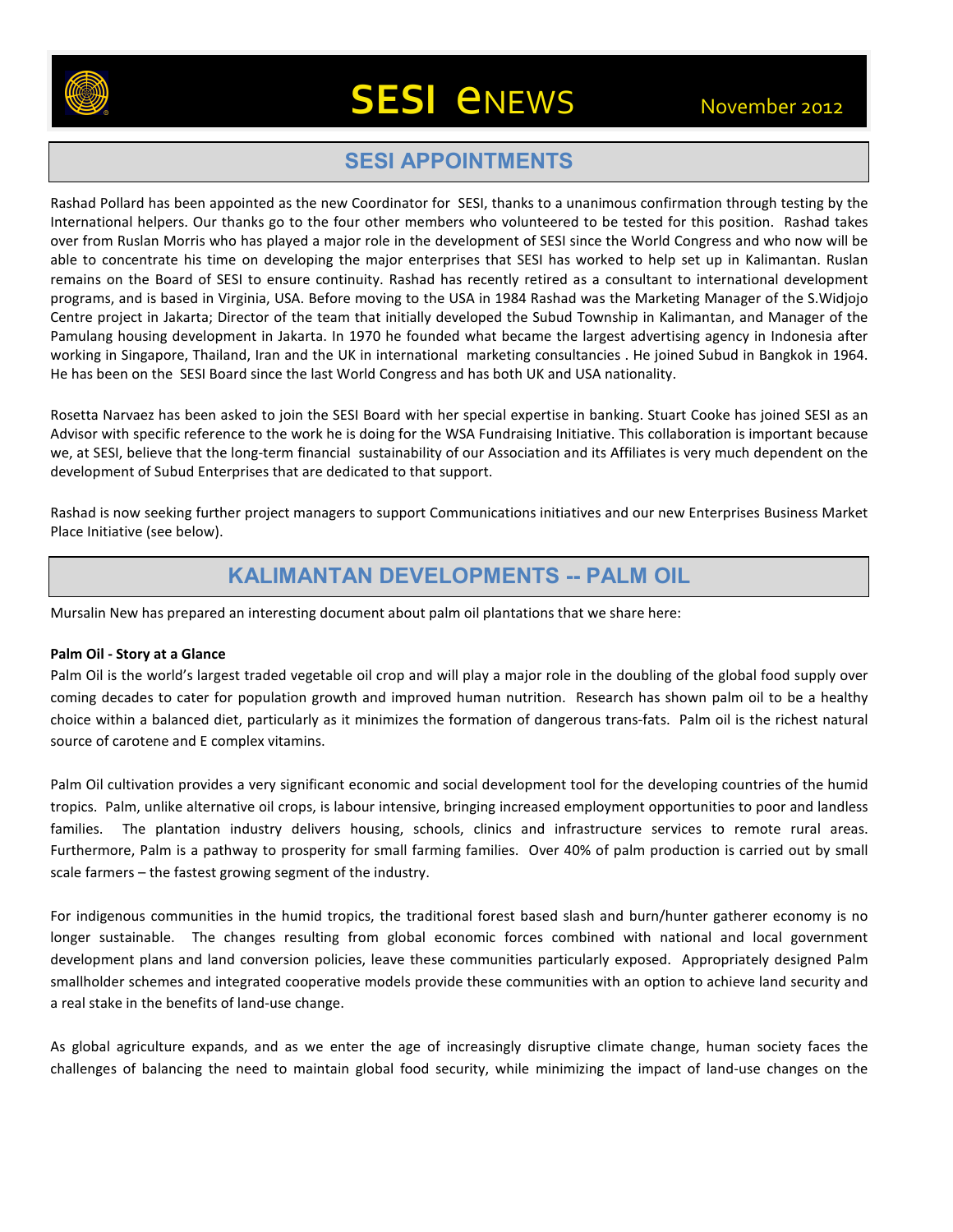# SESI eNEWS

November 2012

## SESI APPOINTMENTS

Rashad Pollard has been appointed as the new Coordinator for SESI, thanks to a unanimous confirmation through testing by the International helpers. Our thanks go to the four other members who volunteered to be tested for this position. Rashad takes over from Ruslan Morris who has played a major role in the development of SESI since the World Congress and who now will be able to concentrate his time on developing the major enterprises that SESI has worked to help set up in Kalimantan. Ruslan remains on the Board of SESI to ensure continuity. Rashad has recently retired as a consultant to international development programs, and is based in Virginia, USA. Before moving to the USA in 1984 Rashad was the Marketing Manager of the S.Widjojo Centre project in Jakarta; Director of the team that initially developed the Subud Township in Kalimantan, and Manager of the Pamulang housing development in Jakarta. In 1970 he founded what became the largest advertising agency in Indonesia after working in Singapore, Thailand, Iran and the UK in international marketing consultancies . He joined Subud in Bangkok in 1964. He has been on the SESI Board since the last World Congress and has both UK and USA nationality.

Rosetta Narvaez has been asked to join the SESI Board with her special expertise in banking. Stuart Cooke has joined SESI as an Advisor with specific reference to the work he is doing for the WSA Fundraising Initiative. This collaboration is important because we, at SESI, believe that the long-term financial sustainability of our Association and its Affiliates is very much dependent on the development of Subud Enterprises that are dedicated to that support.

Rashad is now seeking further project managers to support Communications initiatives and our new Enterprises Business Market Place Initiative (see below).

## KALIMANTAN DEVELOPMENTS -- PALM OIL

Mursalin New has prepared an interesting document about palm oil plantations that we share here:

**Palm Oil - Story at a Glance**

Palm Oil is the world's largest traded vegetable oil crop and will play a major role in the doubling of the global food supply over coming decades to cater for population growth and improved human nutrition. Research has shown palm oil to be a healthy choice within a balanced diet, particularly as it minimizes the formation of dangerous trans-fats. Palm oil is the richest natural source of carotene and E complex vitamins.

Palm Oil cultivation provides a very significant economic and social development tool for the developing countries of the humid tropics. Palm, unlike alternative oil crops, is labour intensive, bringing increased employment opportunities to poor and landless families. The plantation industry delivers housing, schools, clinics and infrastructure services to remote rural areas. Furthermore, Palm is a pathway to prosperity for small farming families. Over 40% of palm production is carried out by small scale farmers – the fastest growing segment of the industry.

For indigenous communities in the humid tropics, the traditional forest based slash and burn/hunter gatherer economy is no longer sustainable. The changes resulting from global economic forces combined with national and local government development plans and land conversion policies, leave these communities particularly exposed. Appropriately designed Palm smallholder schemes and integrated cooperative models provide these communities with an option to achieve land security and a real stake in the benefits of land-use change.

As global agriculture expands, and as we enter the age of increasingly disruptive climate change, human society faces the challenges of balancing the need to maintain global food security, while minimizing the impact of land-use changes on the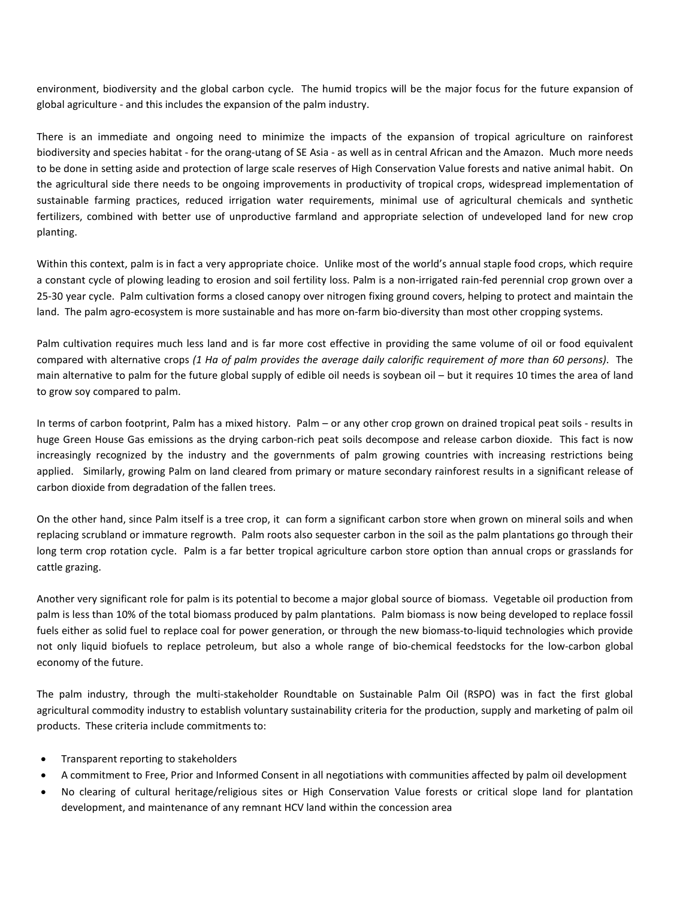environment, biodiversity and the global carbon cycle. The humid tropics will be the major focus for the future expansion of global agriculture - and this includes the expansion of the palm industry.

There is an immediate and ongoing need to minimize the impacts of the expansion of tropical agriculture on rainforest biodiversity and species habitat - for the orang-utang of SE Asia - as well as in central African and the Amazon. Much more needs to be done in setting aside and protection of large scale reserves of High Conservation Value forests and native animal habit. On the agricultural side there needs to be ongoing improvements in productivity of tropical crops, widespread implementation of sustainable farming practices, reduced irrigation water requirements, minimal use of agricultural chemicals and synthetic fertilizers, combined with better use of unproductive farmland and appropriate selection of undeveloped land for new crop planting.

Within this context, palm is in fact a very appropriate choice. Unlike most of the world's annual staple food crops, which require a constant cycle of plowing leading to erosion and soil fertility loss. Palm is a non-irrigated rain-fed perennial crop grown over a 25-30 year cycle. Palm cultivation forms a closed canopy over nitrogen fixing ground covers, helping to protect and maintain the land. The palm agro-ecosystem is more sustainable and has more on-farm bio-diversity than most other cropping systems.

Palm cultivation requires much less land and is far more cost effective in providing the same volume of oil or food equivalent compared with alternative crops *(1 Ha of palm provides the average daily calorific requirement of more than 60 persons)*. The main alternative to palm for the future global supply of edible oil needs is soybean oil – but it requires 10 times the area of land to grow soy compared to palm.

In terms of carbon footprint, Palm has a mixed history. Palm – or any other crop grown on drained tropical peat soils - results in huge Green House Gas emissions as the drying carbon-rich peat soils decompose and release carbon dioxide. This fact is now increasingly recognized by the industry and the governments of palm growing countries with increasing restrictions being applied. Similarly, growing Palm on land cleared from primary or mature secondary rainforest results in a significant release of carbon dioxide from degradation of the fallen trees.

On the other hand, since Palm itself is a tree crop, it can form a significant carbon store when grown on mineral soils and when replacing scrubland or immature regrowth. Palm roots also sequester carbon in the soil as the palm plantations go through their long term crop rotation cycle. Palm is a far better tropical agriculture carbon store option than annual crops or grasslands for cattle grazing.

Another very significant role for palm is its potential to become a major global source of biomass. Vegetable oil production from palm is less than 10% of the total biomass produced by palm plantations. Palm biomass is now being developed to replace fossil fuels either as solid fuel to replace coal for power generation, or through the new biomass-to-liquid technologies which provide not only liquid biofuels to replace petroleum, but also a whole range of bio-chemical feedstocks for the low-carbon global economy of the future.

The palm industry, through the multi-stakeholder Roundtable on Sustainable Palm Oil (RSPO) was in fact the first global agricultural commodity industry to establish voluntary sustainability criteria for the production, supply and marketing of palm oil products. These criteria include commitments to:

- Transparent reporting to stakeholders
- A commitment to Free, Prior and Informed Consent in all negotiations with communities affected by palm oil development
- No clearing of cultural heritage/religious sites or High Conservation Value forests or critical slope land for plantation development, and maintenance of any remnant HCV land within the concession area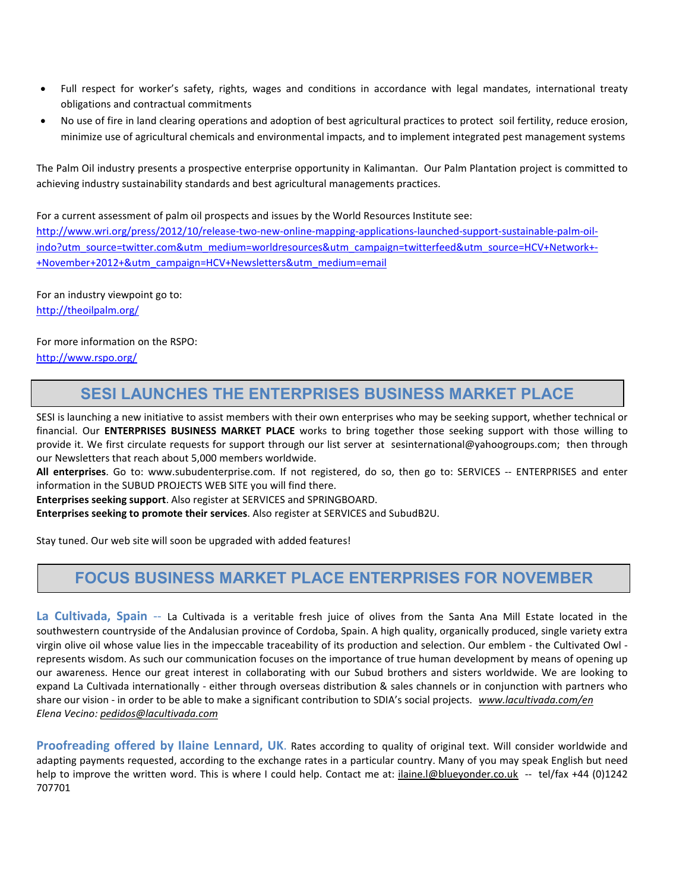- Full respect for worker's safety, rights, wages and conditions in accordance with legal mandates, international treaty obligations and contractual commitments
- No use of fire in land clearing operations and adoption of best agricultural practices to protect soil fertility, reduce erosion, minimize use of agricultural chemicals and environmental impacts, and to implement integrated pest management systems

The Palm Oil industry presents a prospective enterprise opportunity in Kalimantan. Our Palm Plantation project is committed to achieving industry sustainability standards and best agricultural managements practices.

For a current assessment of palm oil prospects and issues by the World Resources Institute see:
http://www.wri.org/press/2012/10/release-two-new-online-mapping-applications-launched-support-sustainable-palm-oil-indo?utm_source=twitter.com&utm_medium=worldresources&utm_campaign=twitterfeed&utm_source=HCV+Network+-+November+2012+&utm_campaign=HCV+Newsletters&utm_medium=email

For an industry viewpoint go to:
http://theoilpalm.org/

For more information on the RSPO:
http://www.rspo.org/

## SESI LAUNCHES THE ENTERPRISES BUSINESS MARKET PLACE

SESI is launching a new initiative to assist members with their own enterprises who may be seeking support, whether technical or financial. Our **ENTERPRISES BUSINESS MARKET PLACE** works to bring together those seeking support with those willing to provide it. We first circulate requests for support through our list server at sesinternational@yahoogroups.com; then through our Newsletters that reach about 5,000 members worldwide.

**All enterprises**. Go to: www.subudenterprise.com. If not registered, do so, then go to: SERVICES -- ENTERPRISES and enter information in the SUBUD PROJECTS WEB SITE you will find there.

**Enterprises seeking support**. Also register at SERVICES and SPRINGBOARD.

**Enterprises seeking to promote their services**. Also register at SERVICES and SubudB2U.

Stay tuned. Our web site will soon be upgraded with added features!

## FOCUS BUSINESS MARKET PLACE ENTERPRISES FOR NOVEMBER

**La Cultivada, Spain** -- La Cultivada is a veritable fresh juice of olives from the Santa Ana Mill Estate located in the southwestern countryside of the Andalusian province of Cordoba, Spain. A high quality, organically produced, single variety extra virgin olive oil whose value lies in the impeccable traceability of its production and selection. Our emblem - the Cultivated Owl - represents wisdom. As such our communication focuses on the importance of true human development by means of opening up our awareness. Hence our great interest in collaborating with our Subud brothers and sisters worldwide. We are looking to expand La Cultivada internationally - either through overseas distribution & sales channels or in conjunction with partners who share our vision - in order to be able to make a significant contribution to SDIA's social projects. *www.lacultivada.com/en*
*Elena Vecino: pedidos@lacultivada.com*

**Proofreading offered by Ilaine Lennard, UK**. Rates according to quality of original text. Will consider worldwide and adapting payments requested, according to the exchange rates in a particular country. Many of you may speak English but need help to improve the written word. This is where I could help. Contact me at: ilaine.l@blueyonder.co.uk -- tel/fax +44 (0)1242 707701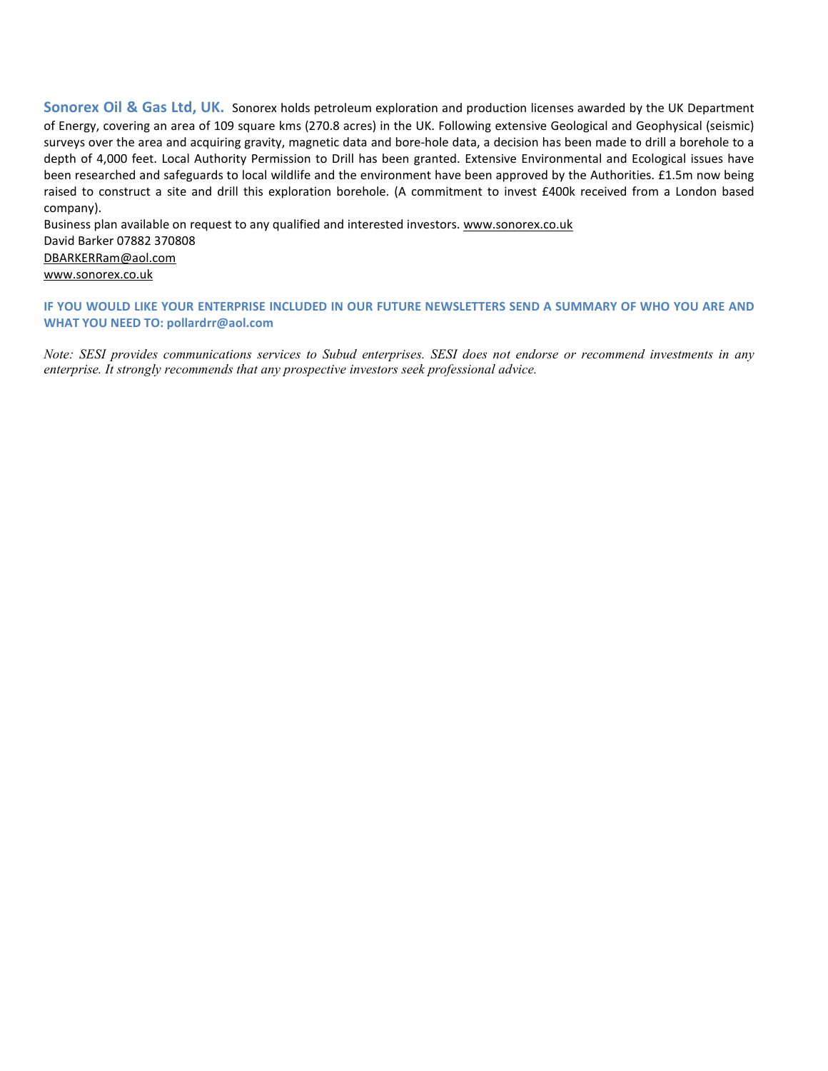**Sonorex Oil & Gas Ltd, UK.** Sonorex holds petroleum exploration and production licenses awarded by the UK Department of Energy, covering an area of 109 square kms (270.8 acres) in the UK. Following extensive Geological and Geophysical (seismic) surveys over the area and acquiring gravity, magnetic data and bore-hole data, a decision has been made to drill a borehole to a depth of 4,000 feet. Local Authority Permission to Drill has been granted. Extensive Environmental and Ecological issues have been researched and safeguards to local wildlife and the environment have been approved by the Authorities. £1.5m now being raised to construct a site and drill this exploration borehole. (A commitment to invest £400k received from a London based company).

Business plan available on request to any qualified and interested investors. www.sonorex.co.uk
David Barker 07882 370808
DBARKERRam@aol.com
www.sonorex.co.uk

**IF YOU WOULD LIKE YOUR ENTERPRISE INCLUDED IN OUR FUTURE NEWSLETTERS SEND A SUMMARY OF WHO YOU ARE AND WHAT YOU NEED TO: pollardrr@aol.com**

*Note: SESI provides communications services to Subud enterprises. SESI does not endorse or recommend investments in any enterprise. It strongly recommends that any prospective investors seek professional advice.*